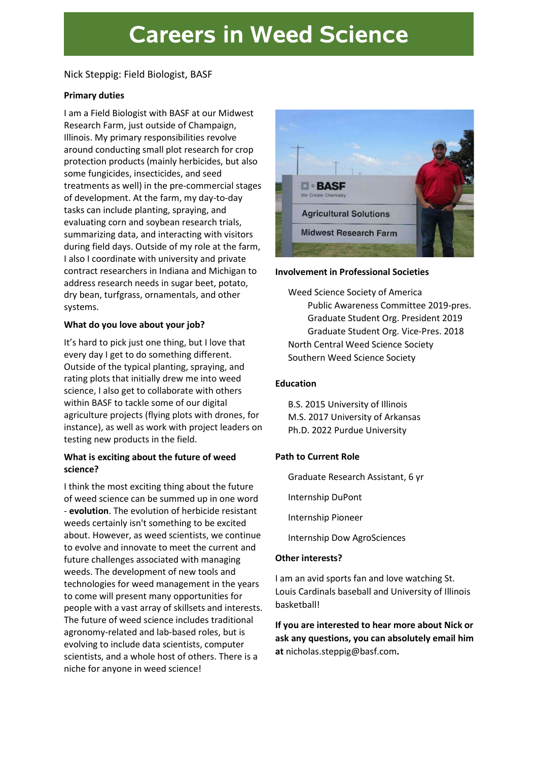# Careers in Weed Science

Nick Steppig: Field Biologist, BASF

**Primary duties**

I am a Field Biologist with BASF at our Midwest Research Farm, just outside of Champaign, Illinois. My primary responsibilities revolve around conducting small plot research for crop protection products (mainly herbicides, but also some fungicides, insecticides, and seed treatments as well) in the pre-commercial stages of development. At the farm, my day-to-day tasks can include planting, spraying, and evaluating corn and soybean research trials, summarizing data, and interacting with visitors during field days. Outside of my role at the farm, I also I coordinate with university and private contract researchers in Indiana and Michigan to address research needs in sugar beet, potato, dry bean, turfgrass, ornamentals, and other systems.

**What do you love about your job?**

It's hard to pick just one thing, but I love that every day I get to do something different. Outside of the typical planting, spraying, and rating plots that initially drew me into weed science, I also get to collaborate with others within BASF to tackle some of our digital agriculture projects (flying plots with drones, for instance), as well as work with project leaders on testing new products in the field.

**What is exciting about the future of weed science?**

I think the most exciting thing about the future of weed science can be summed up in one word - **evolution**. The evolution of herbicide resistant weeds certainly isn't something to be excited about. However, as weed scientists, we continue to evolve and innovate to meet the current and future challenges associated with managing weeds. The development of new tools and technologies for weed management in the years to come will present many opportunities for people with a vast array of skillsets and interests. The future of weed science includes traditional agronomy-related and lab-based roles, but is evolving to include data scientists, computer scientists, and a whole host of others. There is a niche for anyone in weed science!

**Involvement in Professional Societies**

- Weed Science Society of America
  - Public Awareness Committee 2019-pres.
  - Graduate Student Org. President 2019
  - Graduate Student Org. Vice-Pres. 2018
- North Central Weed Science Society
- Southern Weed Science Society

**Education**

- B.S. 2015 University of Illinois
- M.S. 2017 University of Arkansas
- Ph.D. 2022 Purdue University

**Path to Current Role**

- Graduate Research Assistant, 6 yr
- Internship DuPont
- Internship Pioneer
- Internship Dow AgroSciences

**Other interests?**

I am an avid sports fan and love watching St. Louis Cardinals baseball and University of Illinois basketball!

**If you are interested to hear more about Nick or ask any questions, you can absolutely email him at** nicholas.steppig@basf.com**.**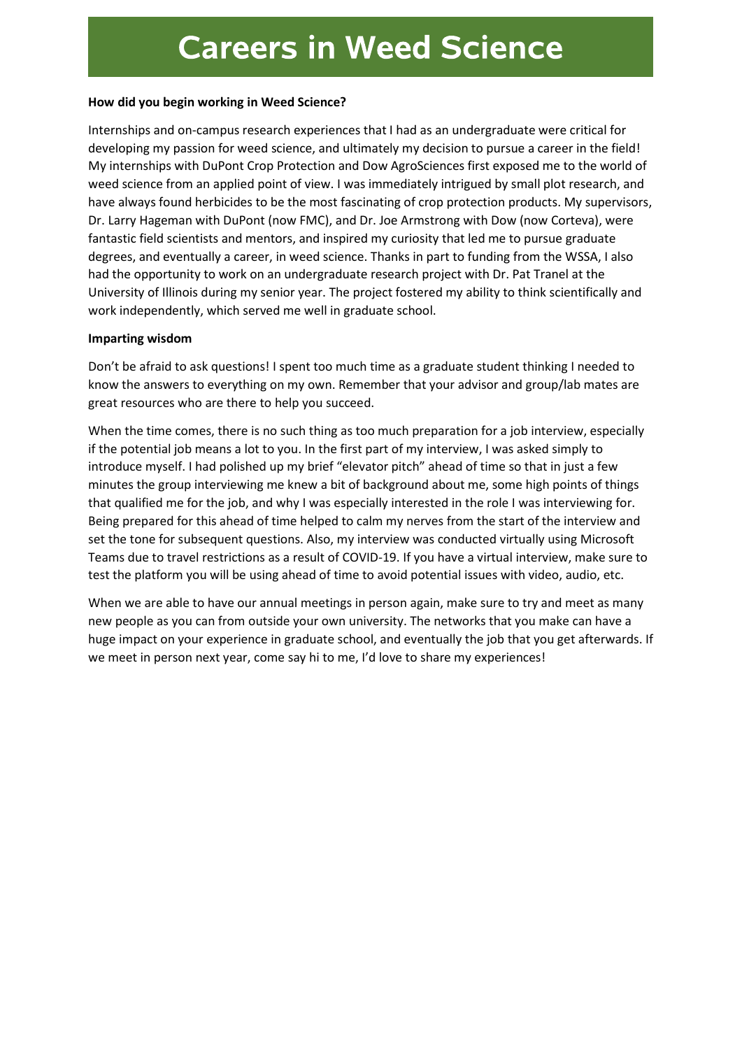# Careers in Weed Science

**How did you begin working in Weed Science?**

Internships and on-campus research experiences that I had as an undergraduate were critical for developing my passion for weed science, and ultimately my decision to pursue a career in the field! My internships with DuPont Crop Protection and Dow AgroSciences first exposed me to the world of weed science from an applied point of view. I was immediately intrigued by small plot research, and have always found herbicides to be the most fascinating of crop protection products. My supervisors, Dr. Larry Hageman with DuPont (now FMC), and Dr. Joe Armstrong with Dow (now Corteva), were fantastic field scientists and mentors, and inspired my curiosity that led me to pursue graduate degrees, and eventually a career, in weed science. Thanks in part to funding from the WSSA, I also had the opportunity to work on an undergraduate research project with Dr. Pat Tranel at the University of Illinois during my senior year. The project fostered my ability to think scientifically and work independently, which served me well in graduate school.

**Imparting wisdom**

Don't be afraid to ask questions! I spent too much time as a graduate student thinking I needed to know the answers to everything on my own. Remember that your advisor and group/lab mates are great resources who are there to help you succeed.

When the time comes, there is no such thing as too much preparation for a job interview, especially if the potential job means a lot to you. In the first part of my interview, I was asked simply to introduce myself. I had polished up my brief "elevator pitch" ahead of time so that in just a few minutes the group interviewing me knew a bit of background about me, some high points of things that qualified me for the job, and why I was especially interested in the role I was interviewing for. Being prepared for this ahead of time helped to calm my nerves from the start of the interview and set the tone for subsequent questions. Also, my interview was conducted virtually using Microsoft Teams due to travel restrictions as a result of COVID-19. If you have a virtual interview, make sure to test the platform you will be using ahead of time to avoid potential issues with video, audio, etc.

When we are able to have our annual meetings in person again, make sure to try and meet as many new people as you can from outside your own university. The networks that you make can have a huge impact on your experience in graduate school, and eventually the job that you get afterwards. If we meet in person next year, come say hi to me, I'd love to share my experiences!